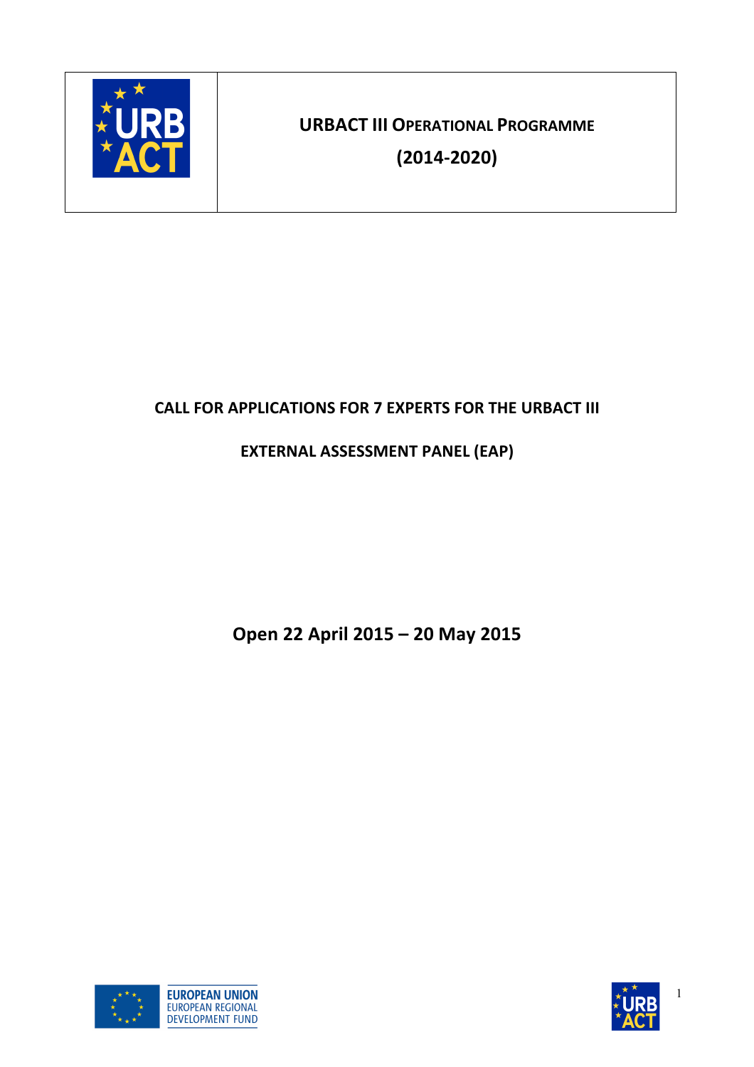**URBACT III OPERATIONAL PROGRAMME**

**(2014-2020)**

# CALL FOR APPLICATIONS FOR 7 EXPERTS FOR THE URBACT III EXTERNAL ASSESSMENT PANEL (EAP)

## Open 22 April 2015 – 20 May 2015

EUROPEAN UNION
EUROPEAN REGIONAL DEVELOPMENT FUND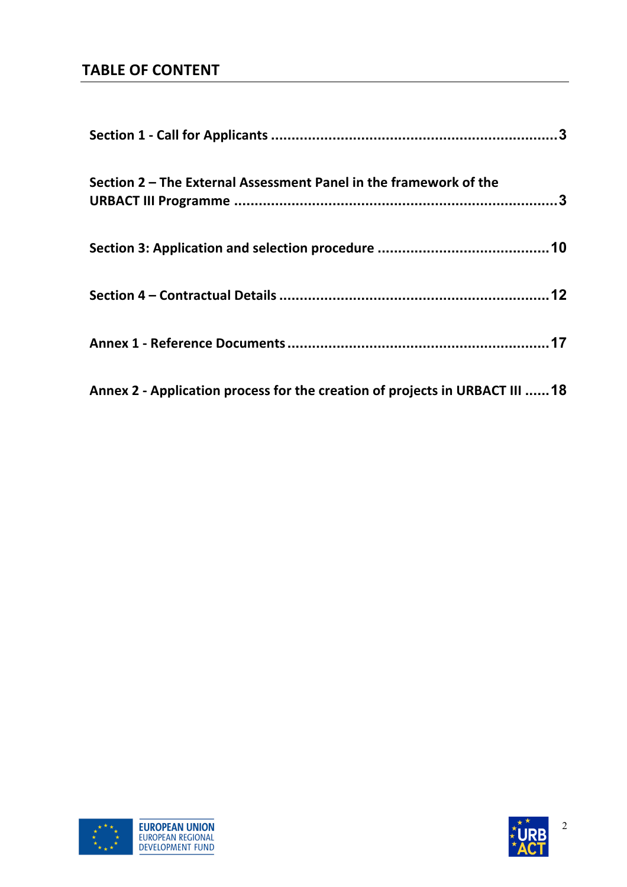## TABLE OF CONTENT

**Section 1 - Call for Applicants ....................................................................3**

**Section 2 – The External Assessment Panel in the framework of the URBACT III Programme ..............................................................................3**

**Section 3: Application and selection procedure .........................................10**

**Section 4 – Contractual Details ................................................................12**

**Annex 1 - Reference Documents ..............................................................17**

**Annex 2 - Application process for the creation of projects in URBACT III ......18**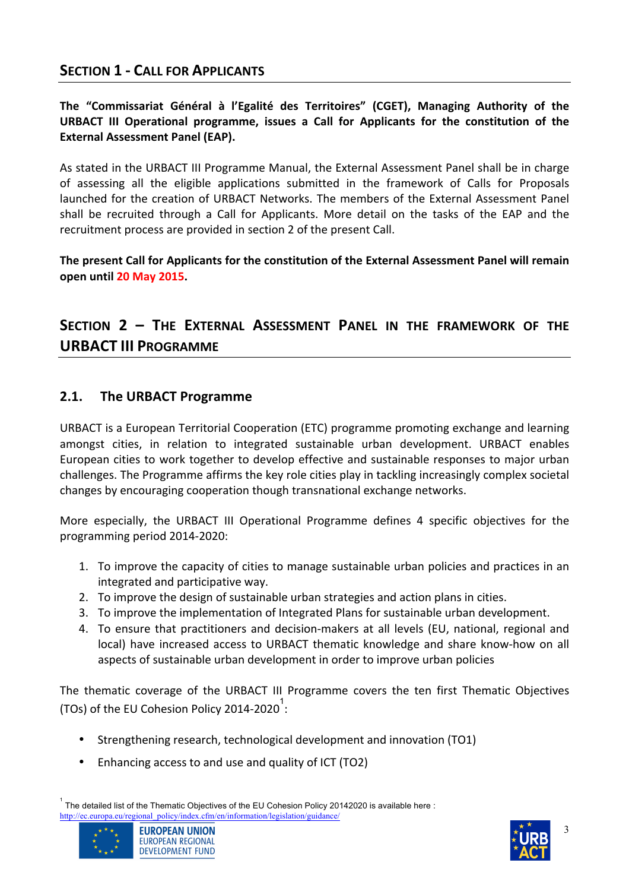## Section 1 - Call for Applicants

**The "Commissariat Général à l'Egalité des Territoires" (CGET), Managing Authority of the URBACT III Operational programme, issues a Call for Applicants for the constitution of the External Assessment Panel (EAP).**

As stated in the URBACT III Programme Manual, the External Assessment Panel shall be in charge of assessing all the eligible applications submitted in the framework of Calls for Proposals launched for the creation of URBACT Networks. The members of the External Assessment Panel shall be recruited through a Call for Applicants. More detail on the tasks of the EAP and the recruitment process are provided in section 2 of the present Call.

**The present Call for Applicants for the constitution of the External Assessment Panel will remain open until 20 May 2015.**

## Section 2 – The External Assessment Panel in the framework of the URBACT III Programme

### 2.1. The URBACT Programme

URBACT is a European Territorial Cooperation (ETC) programme promoting exchange and learning amongst cities, in relation to integrated sustainable urban development. URBACT enables European cities to work together to develop effective and sustainable responses to major urban challenges. The Programme affirms the key role cities play in tackling increasingly complex societal changes by encouraging cooperation though transnational exchange networks.

More especially, the URBACT III Operational Programme defines 4 specific objectives for the programming period 2014-2020:

1. To improve the capacity of cities to manage sustainable urban policies and practices in an integrated and participative way.
2. To improve the design of sustainable urban strategies and action plans in cities.
3. To improve the implementation of Integrated Plans for sustainable urban development.
4. To ensure that practitioners and decision-makers at all levels (EU, national, regional and local) have increased access to URBACT thematic knowledge and share know-how on all aspects of sustainable urban development in order to improve urban policies

The thematic coverage of the URBACT III Programme covers the ten first Thematic Objectives (TOs) of the EU Cohesion Policy 2014-2020[1]:

- Strengthening research, technological development and innovation (TO1)
- Enhancing access to and use and quality of ICT (TO2)

[1] The detailed list of the Thematic Objectives of the EU Cohesion Policy 20142020 is available here : http://ec.europa.eu/regional_policy/index.cfm/en/information/legislation/guidance/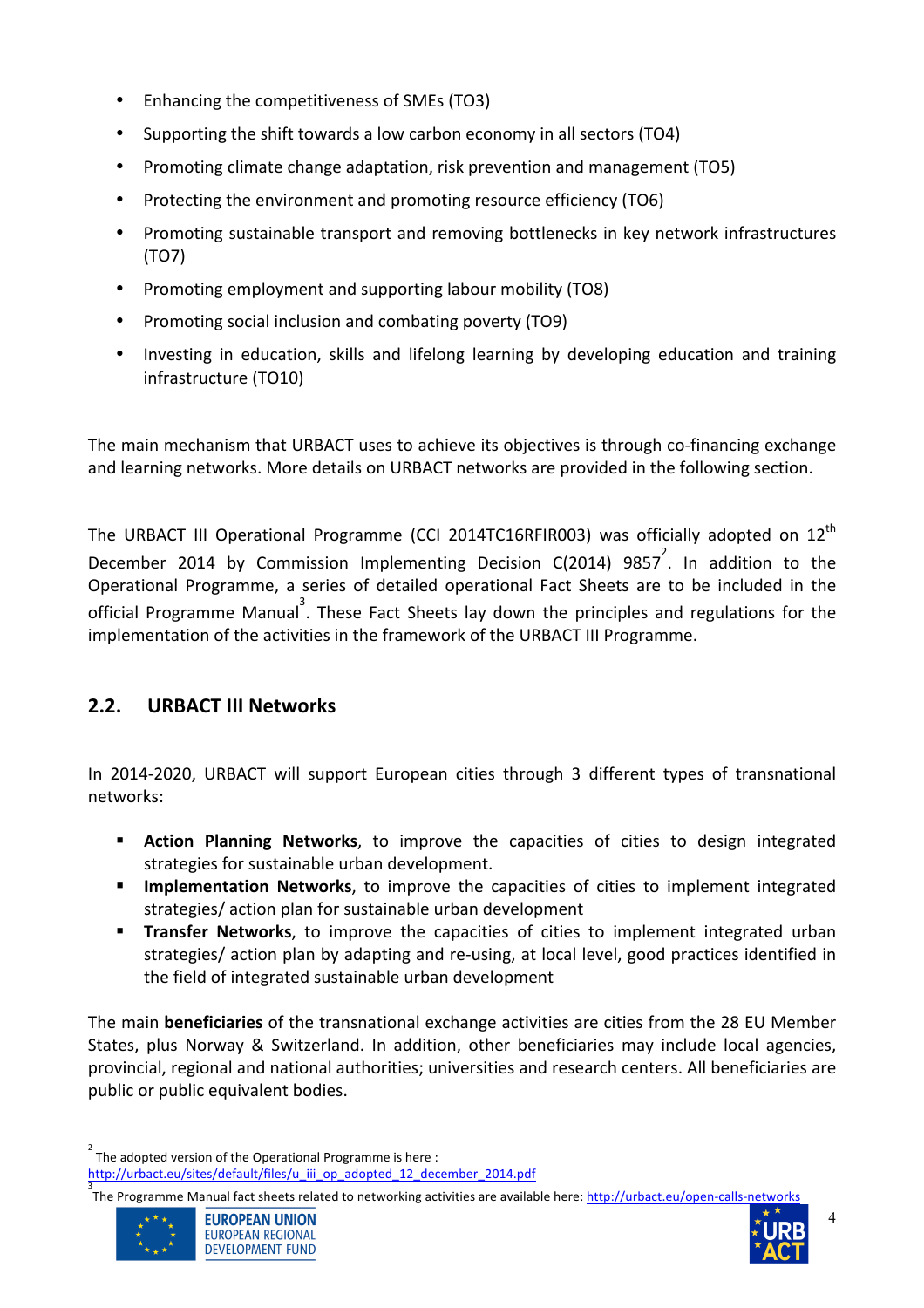- Enhancing the competitiveness of SMEs (TO3)
- Supporting the shift towards a low carbon economy in all sectors (TO4)
- Promoting climate change adaptation, risk prevention and management (TO5)
- Protecting the environment and promoting resource efficiency (TO6)
- Promoting sustainable transport and removing bottlenecks in key network infrastructures (TO7)
- Promoting employment and supporting labour mobility (TO8)
- Promoting social inclusion and combating poverty (TO9)
- Investing in education, skills and lifelong learning by developing education and training infrastructure (TO10)

The main mechanism that URBACT uses to achieve its objectives is through co-financing exchange and learning networks. More details on URBACT networks are provided in the following section.

The URBACT III Operational Programme (CCI 2014TC16RFIR003) was officially adopted on 12th December 2014 by Commission Implementing Decision C(2014) 9857[2]. In addition to the Operational Programme, a series of detailed operational Fact Sheets are to be included in the official Programme Manual[3]. These Fact Sheets lay down the principles and regulations for the implementation of the activities in the framework of the URBACT III Programme.

## 2.2. URBACT III Networks

In 2014-2020, URBACT will support European cities through 3 different types of transnational networks:

- **Action Planning Networks**, to improve the capacities of cities to design integrated strategies for sustainable urban development.
- **Implementation Networks**, to improve the capacities of cities to implement integrated strategies/ action plan for sustainable urban development
- **Transfer Networks**, to improve the capacities of cities to implement integrated urban strategies/ action plan by adapting and re-using, at local level, good practices identified in the field of integrated sustainable urban development

The main **beneficiaries** of the transnational exchange activities are cities from the 28 EU Member States, plus Norway & Switzerland. In addition, other beneficiaries may include local agencies, provincial, regional and national authorities; universities and research centers. All beneficiaries are public or public equivalent bodies.

[2] The adopted version of the Operational Programme is here : http://urbact.eu/sites/default/files/u_iii_op_adopted_12_december_2014.pdf

[3] The Programme Manual fact sheets related to networking activities are available here: http://urbact.eu/open-calls-networks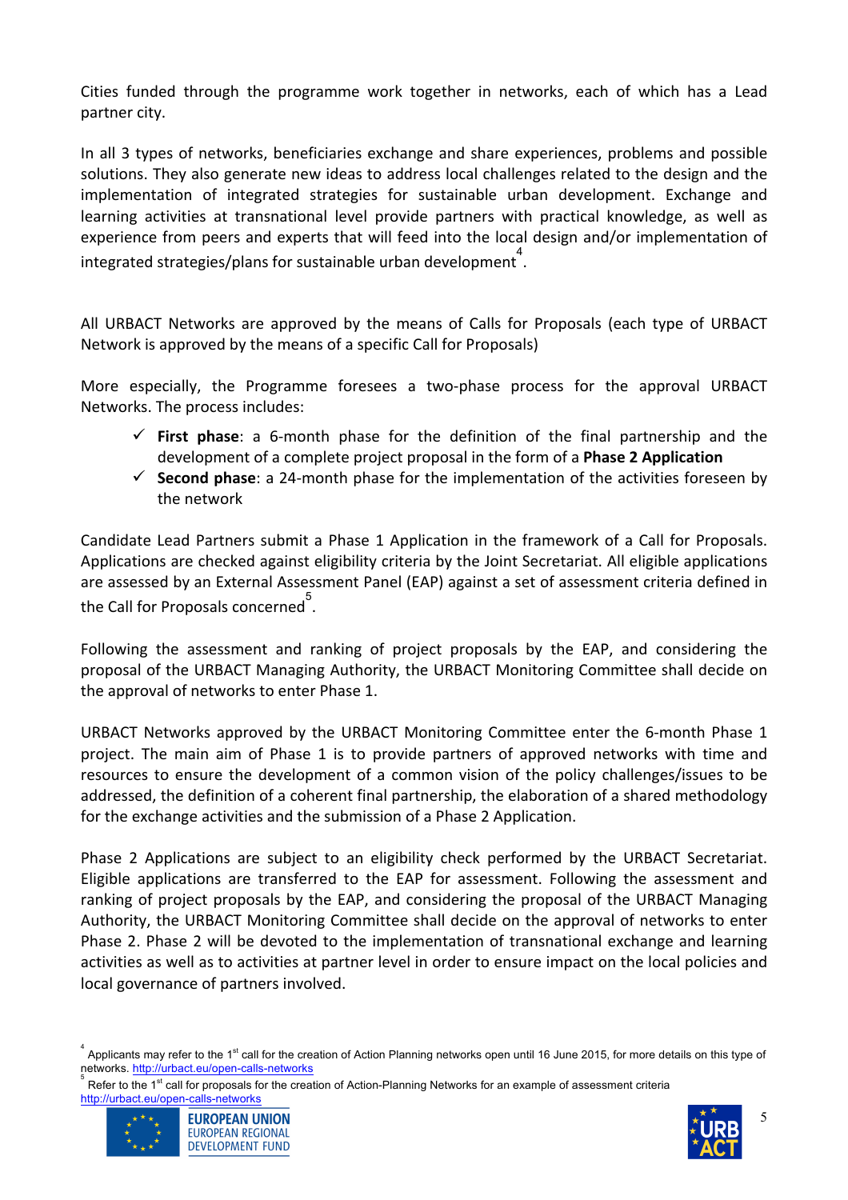Cities funded through the programme work together in networks, each of which has a Lead partner city.

In all 3 types of networks, beneficiaries exchange and share experiences, problems and possible solutions. They also generate new ideas to address local challenges related to the design and the implementation of integrated strategies for sustainable urban development. Exchange and learning activities at transnational level provide partners with practical knowledge, as well as experience from peers and experts that will feed into the local design and/or implementation of integrated strategies/plans for sustainable urban development[4].

All URBACT Networks are approved by the means of Calls for Proposals (each type of URBACT Network is approved by the means of a specific Call for Proposals)

More especially, the Programme foresees a two-phase process for the approval URBACT Networks. The process includes:

- ✓ **First phase**: a 6-month phase for the definition of the final partnership and the development of a complete project proposal in the form of a **Phase 2 Application**
- ✓ **Second phase**: a 24-month phase for the implementation of the activities foreseen by the network

Candidate Lead Partners submit a Phase 1 Application in the framework of a Call for Proposals. Applications are checked against eligibility criteria by the Joint Secretariat. All eligible applications are assessed by an External Assessment Panel (EAP) against a set of assessment criteria defined in the Call for Proposals concerned[5].

Following the assessment and ranking of project proposals by the EAP, and considering the proposal of the URBACT Managing Authority, the URBACT Monitoring Committee shall decide on the approval of networks to enter Phase 1.

URBACT Networks approved by the URBACT Monitoring Committee enter the 6-month Phase 1 project. The main aim of Phase 1 is to provide partners of approved networks with time and resources to ensure the development of a common vision of the policy challenges/issues to be addressed, the definition of a coherent final partnership, the elaboration of a shared methodology for the exchange activities and the submission of a Phase 2 Application.

Phase 2 Applications are subject to an eligibility check performed by the URBACT Secretariat. Eligible applications are transferred to the EAP for assessment. Following the assessment and ranking of project proposals by the EAP, and considering the proposal of the URBACT Managing Authority, the URBACT Monitoring Committee shall decide on the approval of networks to enter Phase 2. Phase 2 will be devoted to the implementation of transnational exchange and learning activities as well as to activities at partner level in order to ensure impact on the local policies and local governance of partners involved.

---

[4] Applicants may refer to the 1st call for the creation of Action Planning networks open until 16 June 2015, for more details on this type of networks. http://urbact.eu/open-calls-networks

[5] Refer to the 1st call for proposals for the creation of Action-Planning Networks for an example of assessment criteria http://urbact.eu/open-calls-networks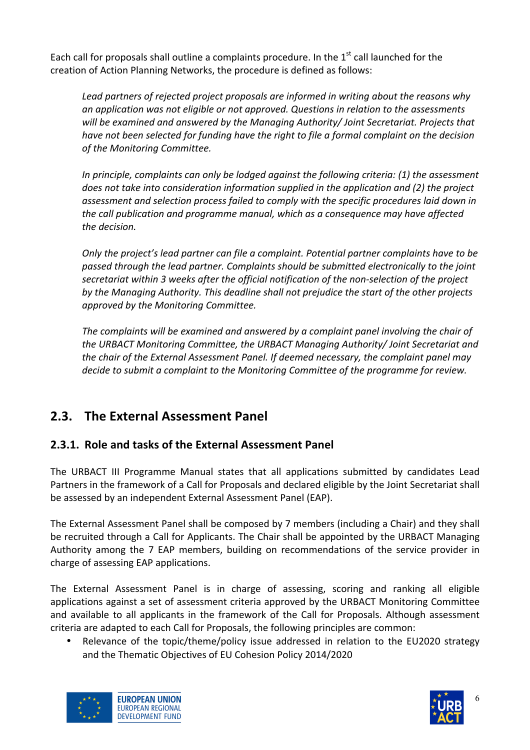Each call for proposals shall outline a complaints procedure. In the 1st call launched for the creation of Action Planning Networks, the procedure is defined as follows:

> *Lead partners of rejected project proposals are informed in writing about the reasons why an application was not eligible or not approved. Questions in relation to the assessments will be examined and answered by the Managing Authority/ Joint Secretariat. Projects that have not been selected for funding have the right to file a formal complaint on the decision of the Monitoring Committee.*
>
> *In principle, complaints can only be lodged against the following criteria: (1) the assessment does not take into consideration information supplied in the application and (2) the project assessment and selection process failed to comply with the specific procedures laid down in the call publication and programme manual, which as a consequence may have affected the decision.*
>
> *Only the project's lead partner can file a complaint. Potential partner complaints have to be passed through the lead partner. Complaints should be submitted electronically to the joint secretariat within 3 weeks after the official notification of the non-selection of the project by the Managing Authority. This deadline shall not prejudice the start of the other projects approved by the Monitoring Committee.*
>
> *The complaints will be examined and answered by a complaint panel involving the chair of the URBACT Monitoring Committee, the URBACT Managing Authority/ Joint Secretariat and the chair of the External Assessment Panel. If deemed necessary, the complaint panel may decide to submit a complaint to the Monitoring Committee of the programme for review.*

## 2.3. The External Assessment Panel

### 2.3.1. Role and tasks of the External Assessment Panel

The URBACT III Programme Manual states that all applications submitted by candidates Lead Partners in the framework of a Call for Proposals and declared eligible by the Joint Secretariat shall be assessed by an independent External Assessment Panel (EAP).

The External Assessment Panel shall be composed by 7 members (including a Chair) and they shall be recruited through a Call for Applicants. The Chair shall be appointed by the URBACT Managing Authority among the 7 EAP members, building on recommendations of the service provider in charge of assessing EAP applications.

The External Assessment Panel is in charge of assessing, scoring and ranking all eligible applications against a set of assessment criteria approved by the URBACT Monitoring Committee and available to all applicants in the framework of the Call for Proposals. Although assessment criteria are adapted to each Call for Proposals, the following principles are common:

- Relevance of the topic/theme/policy issue addressed in relation to the EU2020 strategy and the Thematic Objectives of EU Cohesion Policy 2014/2020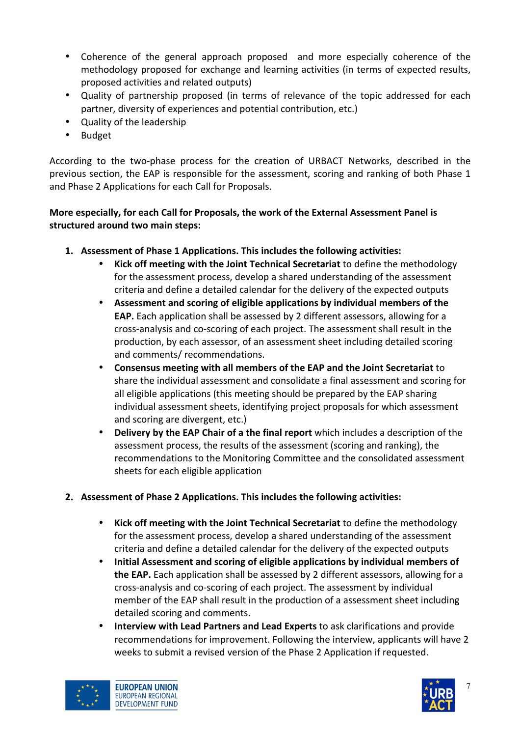- Coherence of the general approach proposed and more especially coherence of the methodology proposed for exchange and learning activities (in terms of expected results, proposed activities and related outputs)
- Quality of partnership proposed (in terms of relevance of the topic addressed for each partner, diversity of experiences and potential contribution, etc.)
- Quality of the leadership
- Budget

According to the two-phase process for the creation of URBACT Networks, described in the previous section, the EAP is responsible for the assessment, scoring and ranking of both Phase 1 and Phase 2 Applications for each Call for Proposals.

**More especially, for each Call for Proposals, the work of the External Assessment Panel is structured around two main steps:**

1. **Assessment of Phase 1 Applications. This includes the following activities:**
    - **Kick off meeting with the Joint Technical Secretariat** to define the methodology for the assessment process, develop a shared understanding of the assessment criteria and define a detailed calendar for the delivery of the expected outputs
    - **Assessment and scoring of eligible applications by individual members of the EAP.** Each application shall be assessed by 2 different assessors, allowing for a cross-analysis and co-scoring of each project. The assessment shall result in the production, by each assessor, of an assessment sheet including detailed scoring and comments/ recommendations.
    - **Consensus meeting with all members of the EAP and the Joint Secretariat** to share the individual assessment and consolidate a final assessment and scoring for all eligible applications (this meeting should be prepared by the EAP sharing individual assessment sheets, identifying project proposals for which assessment and scoring are divergent, etc.)
    - **Delivery by the EAP Chair of a the final report** which includes a description of the assessment process, the results of the assessment (scoring and ranking), the recommendations to the Monitoring Committee and the consolidated assessment sheets for each eligible application

2. **Assessment of Phase 2 Applications. This includes the following activities:**
    - **Kick off meeting with the Joint Technical Secretariat** to define the methodology for the assessment process, develop a shared understanding of the assessment criteria and define a detailed calendar for the delivery of the expected outputs
    - **Initial Assessment and scoring of eligible applications by individual members of the EAP.** Each application shall be assessed by 2 different assessors, allowing for a cross-analysis and co-scoring of each project. The assessment by individual member of the EAP shall result in the production of a assessment sheet including detailed scoring and comments.
    - **Interview with Lead Partners and Lead Experts** to ask clarifications and provide recommendations for improvement. Following the interview, applicants will have 2 weeks to submit a revised version of the Phase 2 Application if requested.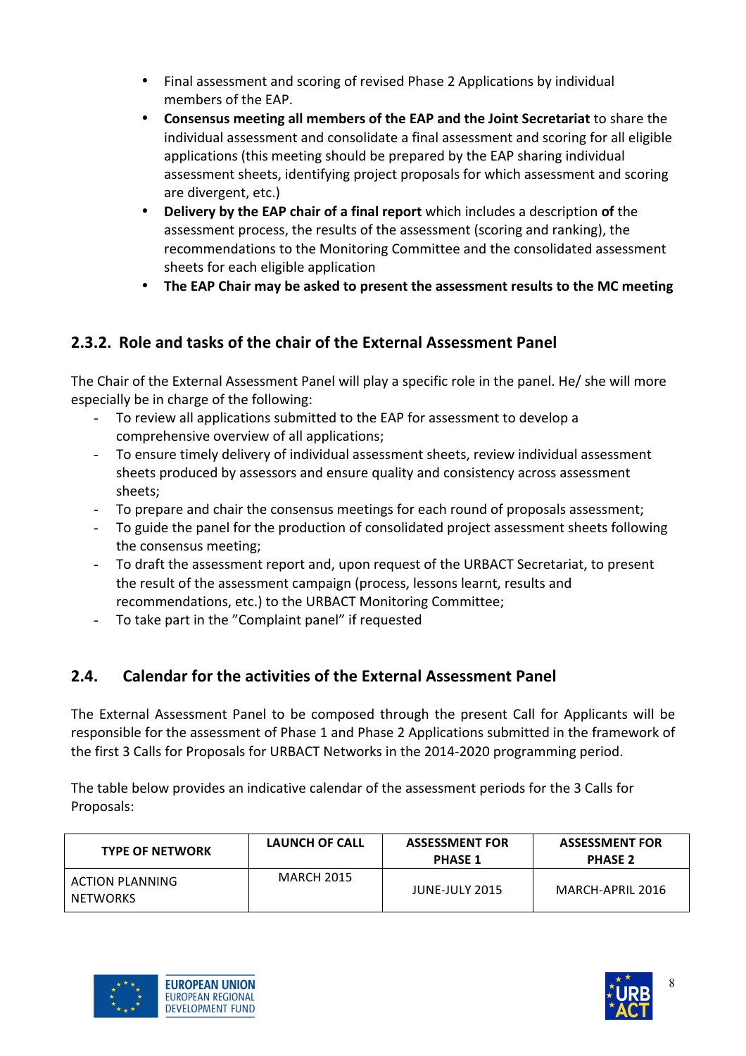- Final assessment and scoring of revised Phase 2 Applications by individual members of the EAP.
- **Consensus meeting all members of the EAP and the Joint Secretariat** to share the individual assessment and consolidate a final assessment and scoring for all eligible applications (this meeting should be prepared by the EAP sharing individual assessment sheets, identifying project proposals for which assessment and scoring are divergent, etc.)
- **Delivery by the EAP chair of a final report** which includes a description **of** the assessment process, the results of the assessment (scoring and ranking), the recommendations to the Monitoring Committee and the consolidated assessment sheets for each eligible application
- **The EAP Chair may be asked to present the assessment results to the MC meeting**

### 2.3.2. Role and tasks of the chair of the External Assessment Panel

The Chair of the External Assessment Panel will play a specific role in the panel. He/ she will more especially be in charge of the following:

- To review all applications submitted to the EAP for assessment to develop a comprehensive overview of all applications;
- To ensure timely delivery of individual assessment sheets, review individual assessment sheets produced by assessors and ensure quality and consistency across assessment sheets;
- To prepare and chair the consensus meetings for each round of proposals assessment;
- To guide the panel for the production of consolidated project assessment sheets following the consensus meeting;
- To draft the assessment report and, upon request of the URBACT Secretariat, to present the result of the assessment campaign (process, lessons learnt, results and recommendations, etc.) to the URBACT Monitoring Committee;
- To take part in the "Complaint panel" if requested

## 2.4. Calendar for the activities of the External Assessment Panel

The External Assessment Panel to be composed through the present Call for Applicants will be responsible for the assessment of Phase 1 and Phase 2 Applications submitted in the framework of the first 3 Calls for Proposals for URBACT Networks in the 2014-2020 programming period.

The table below provides an indicative calendar of the assessment periods for the 3 Calls for Proposals:

| TYPE OF NETWORK | LAUNCH OF CALL | ASSESSMENT FOR PHASE 1 | ASSESSMENT FOR PHASE 2 |
|---|---|---|---|
| ACTION PLANNING NETWORKS | MARCH 2015 | JUNE-JULY 2015 | MARCH-APRIL 2016 |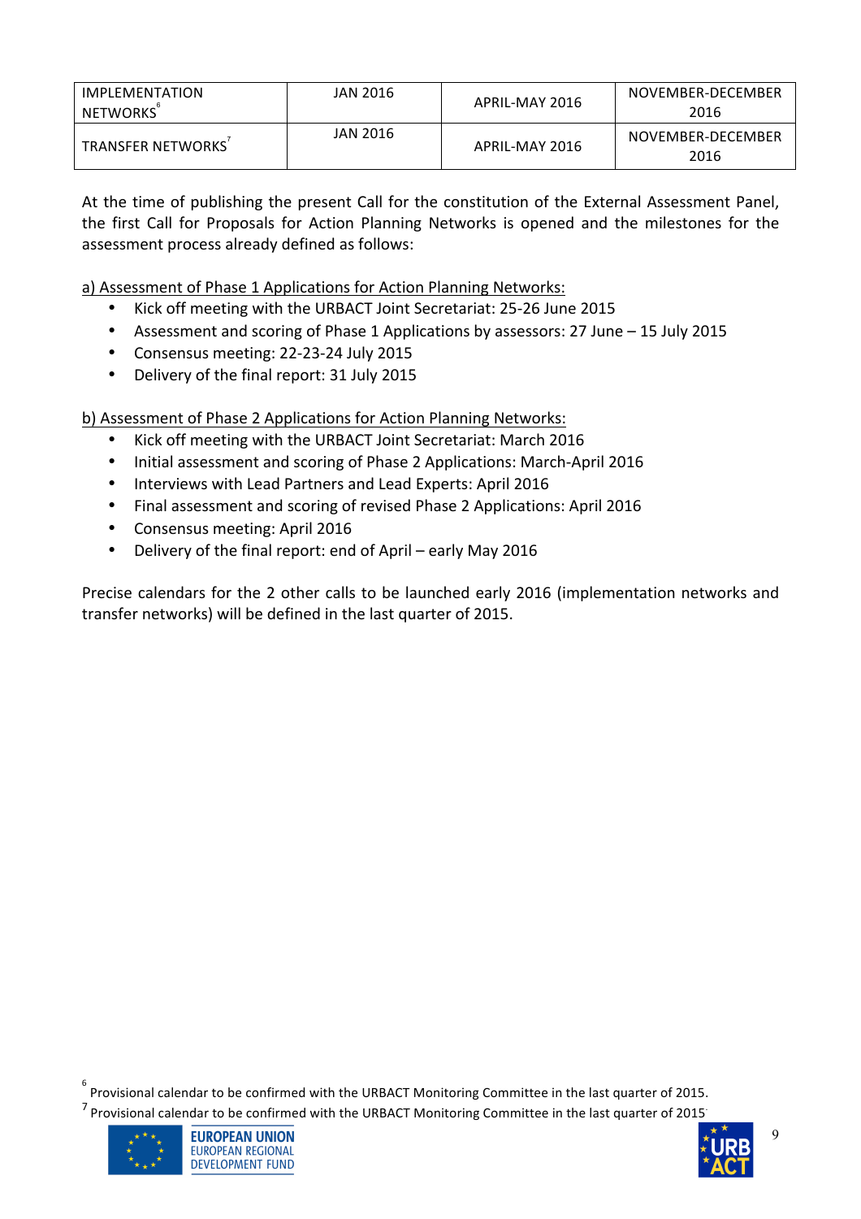| IMPLEMENTATION NETWORKS[6] | JAN 2016 | APRIL-MAY 2016 | NOVEMBER-DECEMBER 2016 |
|---|---|---|---|
| TRANSFER NETWORKS[7] | JAN 2016 | APRIL-MAY 2016 | NOVEMBER-DECEMBER 2016 |

At the time of publishing the present Call for the constitution of the External Assessment Panel, the first Call for Proposals for Action Planning Networks is opened and the milestones for the assessment process already defined as follows:

a) Assessment of Phase 1 Applications for Action Planning Networks:

- Kick off meeting with the URBACT Joint Secretariat: 25-26 June 2015
- Assessment and scoring of Phase 1 Applications by assessors: 27 June – 15 July 2015
- Consensus meeting: 22-23-24 July 2015
- Delivery of the final report: 31 July 2015

b) Assessment of Phase 2 Applications for Action Planning Networks:

- Kick off meeting with the URBACT Joint Secretariat: March 2016
- Initial assessment and scoring of Phase 2 Applications: March-April 2016
- Interviews with Lead Partners and Lead Experts: April 2016
- Final assessment and scoring of revised Phase 2 Applications: April 2016
- Consensus meeting: April 2016
- Delivery of the final report: end of April – early May 2016

Precise calendars for the 2 other calls to be launched early 2016 (implementation networks and transfer networks) will be defined in the last quarter of 2015.

[6] Provisional calendar to be confirmed with the URBACT Monitoring Committee in the last quarter of 2015.

[7] Provisional calendar to be confirmed with the URBACT Monitoring Committee in the last quarter of 2015.

EUROPEAN UNION
EUROPEAN REGIONAL DEVELOPMENT FUND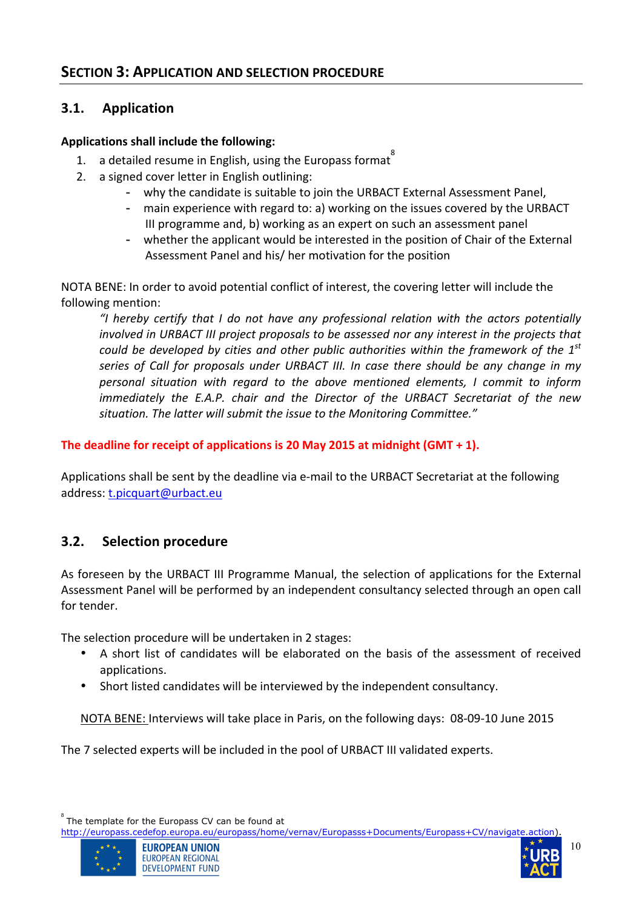## SECTION 3: APPLICATION AND SELECTION PROCEDURE

### 3.1. Application

**Applications shall include the following:**

1. a detailed resume in English, using the Europass format[8]
2. a signed cover letter in English outlining:
   - why the candidate is suitable to join the URBACT External Assessment Panel,
   - main experience with regard to: a) working on the issues covered by the URBACT III programme and, b) working as an expert on such an assessment panel
   - whether the applicant would be interested in the position of Chair of the External Assessment Panel and his/ her motivation for the position

NOTA BENE: In order to avoid potential conflict of interest, the covering letter will include the following mention:

> *"I hereby certify that I do not have any professional relation with the actors potentially involved in URBACT III project proposals to be assessed nor any interest in the projects that could be developed by cities and other public authorities within the framework of the 1st series of Call for proposals under URBACT III. In case there should be any change in my personal situation with regard to the above mentioned elements, I commit to inform immediately the E.A.P. chair and the Director of the URBACT Secretariat of the new situation. The latter will submit the issue to the Monitoring Committee."*

**The deadline for receipt of applications is 20 May 2015 at midnight (GMT + 1).**

Applications shall be sent by the deadline via e-mail to the URBACT Secretariat at the following address: t.picquart@urbact.eu

### 3.2. Selection procedure

As foreseen by the URBACT III Programme Manual, the selection of applications for the External Assessment Panel will be performed by an independent consultancy selected through an open call for tender.

The selection procedure will be undertaken in 2 stages:

- A short list of candidates will be elaborated on the basis of the assessment of received applications.
- Short listed candidates will be interviewed by the independent consultancy.

NOTA BENE: Interviews will take place in Paris, on the following days: 08-09-10 June 2015

The 7 selected experts will be included in the pool of URBACT III validated experts.

---

[8] The template for the Europass CV can be found at http://europass.cedefop.europa.eu/europass/home/vernav/Europasss+Documents/Europass+CV/navigate.action).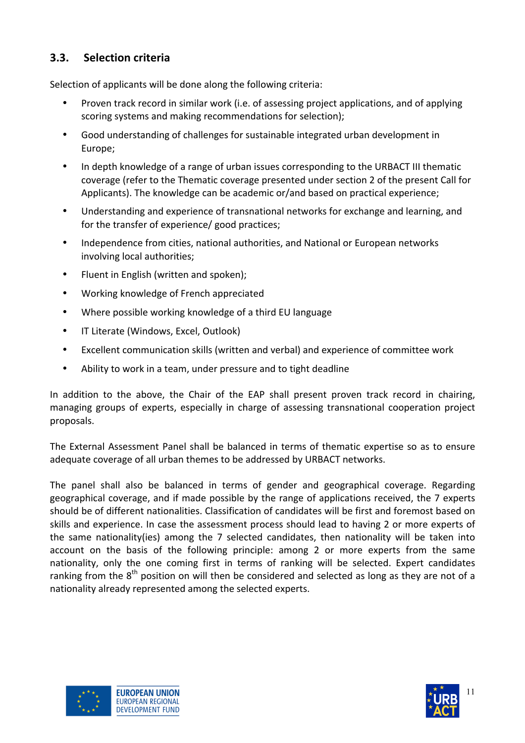### 3.3. Selection criteria

Selection of applicants will be done along the following criteria:

- Proven track record in similar work (i.e. of assessing project applications, and of applying scoring systems and making recommendations for selection);
- Good understanding of challenges for sustainable integrated urban development in Europe;
- In depth knowledge of a range of urban issues corresponding to the URBACT III thematic coverage (refer to the Thematic coverage presented under section 2 of the present Call for Applicants). The knowledge can be academic or/and based on practical experience;
- Understanding and experience of transnational networks for exchange and learning, and for the transfer of experience/ good practices;
- Independence from cities, national authorities, and National or European networks involving local authorities;
- Fluent in English (written and spoken);
- Working knowledge of French appreciated
- Where possible working knowledge of a third EU language
- IT Literate (Windows, Excel, Outlook)
- Excellent communication skills (written and verbal) and experience of committee work
- Ability to work in a team, under pressure and to tight deadline

In addition to the above, the Chair of the EAP shall present proven track record in chairing, managing groups of experts, especially in charge of assessing transnational cooperation project proposals.

The External Assessment Panel shall be balanced in terms of thematic expertise so as to ensure adequate coverage of all urban themes to be addressed by URBACT networks.

The panel shall also be balanced in terms of gender and geographical coverage. Regarding geographical coverage, and if made possible by the range of applications received, the 7 experts should be of different nationalities. Classification of candidates will be first and foremost based on skills and experience. In case the assessment process should lead to having 2 or more experts of the same nationality(ies) among the 7 selected candidates, then nationality will be taken into account on the basis of the following principle: among 2 or more experts from the same nationality, only the one coming first in terms of ranking will be selected. Expert candidates ranking from the 8th position on will then be considered and selected as long as they are not of a nationality already represented among the selected experts.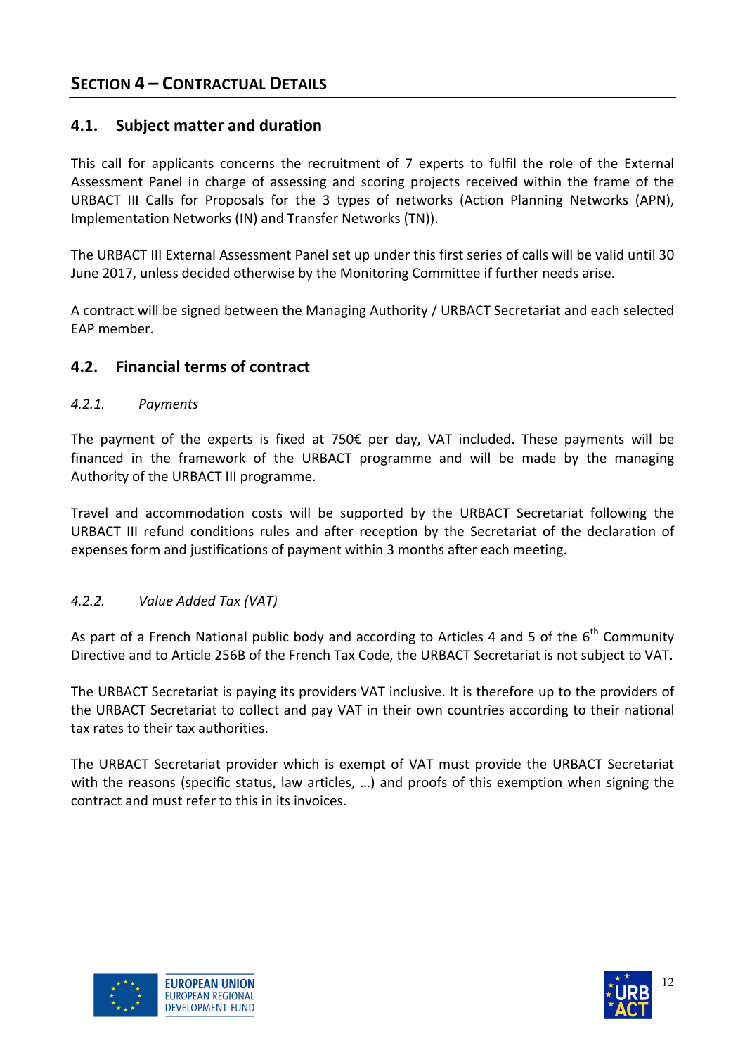# SECTION 4 – CONTRACTUAL DETAILS

## 4.1. Subject matter and duration

This call for applicants concerns the recruitment of 7 experts to fulfil the role of the External Assessment Panel in charge of assessing and scoring projects received within the frame of the URBACT III Calls for Proposals for the 3 types of networks (Action Planning Networks (APN), Implementation Networks (IN) and Transfer Networks (TN)).

The URBACT III External Assessment Panel set up under this first series of calls will be valid until 30 June 2017, unless decided otherwise by the Monitoring Committee if further needs arise.

A contract will be signed between the Managing Authority / URBACT Secretariat and each selected EAP member.

## 4.2. Financial terms of contract

### *4.2.1. Payments*

The payment of the experts is fixed at 750€ per day, VAT included. These payments will be financed in the framework of the URBACT programme and will be made by the managing Authority of the URBACT III programme.

Travel and accommodation costs will be supported by the URBACT Secretariat following the URBACT III refund conditions rules and after reception by the Secretariat of the declaration of expenses form and justifications of payment within 3 months after each meeting.

### *4.2.2. Value Added Tax (VAT)*

As part of a French National public body and according to Articles 4 and 5 of the 6th Community Directive and to Article 256B of the French Tax Code, the URBACT Secretariat is not subject to VAT.

The URBACT Secretariat is paying its providers VAT inclusive. It is therefore up to the providers of the URBACT Secretariat to collect and pay VAT in their own countries according to their national tax rates to their tax authorities.

The URBACT Secretariat provider which is exempt of VAT must provide the URBACT Secretariat with the reasons (specific status, law articles, …) and proofs of this exemption when signing the contract and must refer to this in its invoices.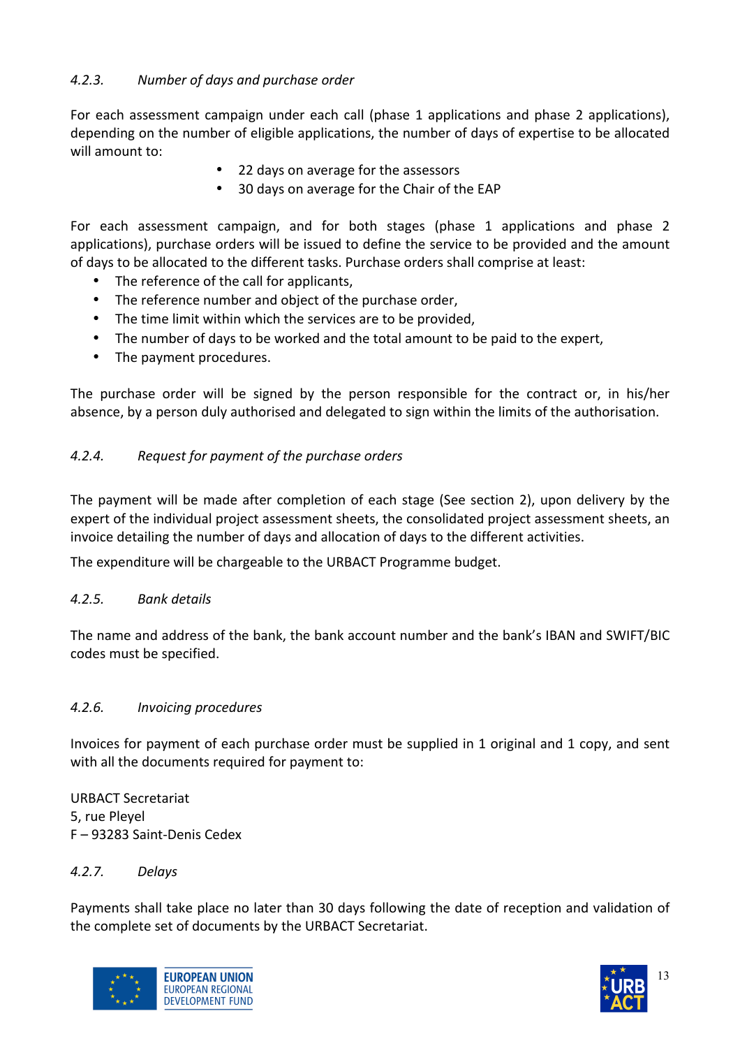#### *4.2.3. Number of days and purchase order*

For each assessment campaign under each call (phase 1 applications and phase 2 applications), depending on the number of eligible applications, the number of days of expertise to be allocated will amount to:

- 22 days on average for the assessors
- 30 days on average for the Chair of the EAP

For each assessment campaign, and for both stages (phase 1 applications and phase 2 applications), purchase orders will be issued to define the service to be provided and the amount of days to be allocated to the different tasks. Purchase orders shall comprise at least:

- The reference of the call for applicants,
- The reference number and object of the purchase order,
- The time limit within which the services are to be provided,
- The number of days to be worked and the total amount to be paid to the expert,
- The payment procedures.

The purchase order will be signed by the person responsible for the contract or, in his/her absence, by a person duly authorised and delegated to sign within the limits of the authorisation.

#### *4.2.4. Request for payment of the purchase orders*

The payment will be made after completion of each stage (See section 2), upon delivery by the expert of the individual project assessment sheets, the consolidated project assessment sheets, an invoice detailing the number of days and allocation of days to the different activities.

The expenditure will be chargeable to the URBACT Programme budget.

#### *4.2.5. Bank details*

The name and address of the bank, the bank account number and the bank's IBAN and SWIFT/BIC codes must be specified.

#### *4.2.6. Invoicing procedures*

Invoices for payment of each purchase order must be supplied in 1 original and 1 copy, and sent with all the documents required for payment to:

URBACT Secretariat
5, rue Pleyel
F – 93283 Saint-Denis Cedex

#### *4.2.7. Delays*

Payments shall take place no later than 30 days following the date of reception and validation of the complete set of documents by the URBACT Secretariat.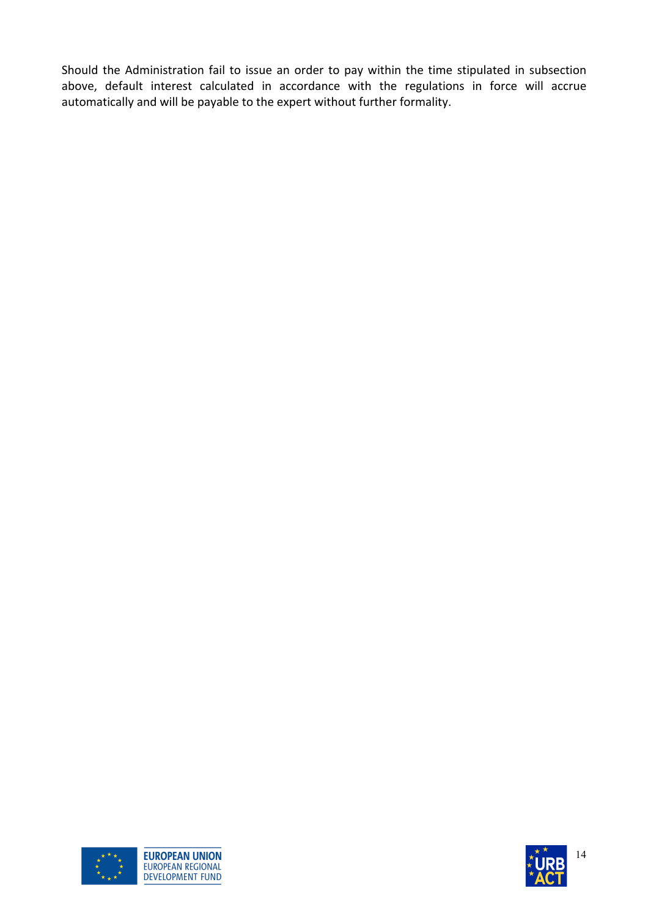Should the Administration fail to issue an order to pay within the time stipulated in subsection above, default interest calculated in accordance with the regulations in force will accrue automatically and will be payable to the expert without further formality.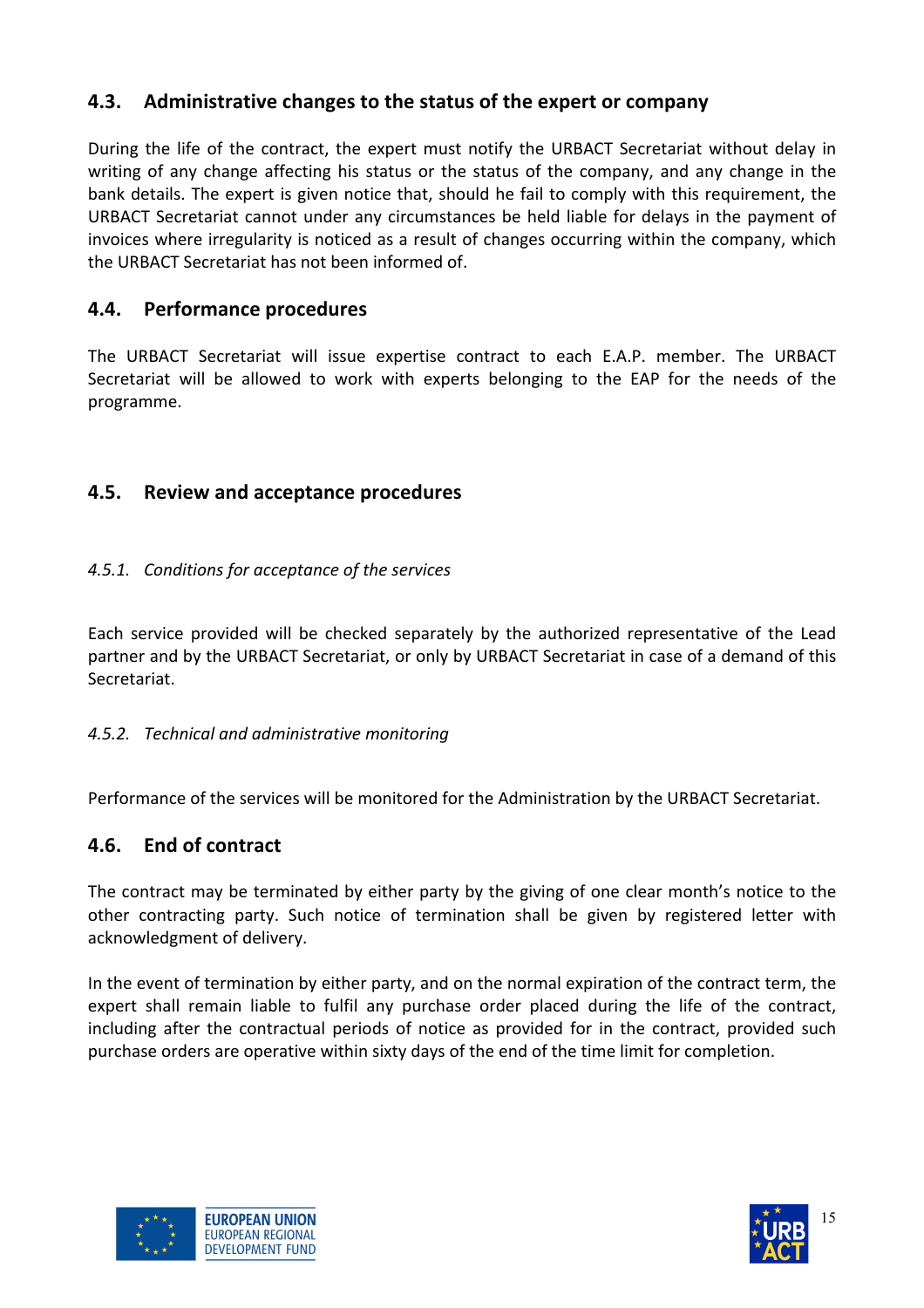## 4.3. Administrative changes to the status of the expert or company

During the life of the contract, the expert must notify the URBACT Secretariat without delay in writing of any change affecting his status or the status of the company, and any change in the bank details. The expert is given notice that, should he fail to comply with this requirement, the URBACT Secretariat cannot under any circumstances be held liable for delays in the payment of invoices where irregularity is noticed as a result of changes occurring within the company, which the URBACT Secretariat has not been informed of.

## 4.4. Performance procedures

The URBACT Secretariat will issue expertise contract to each E.A.P. member. The URBACT Secretariat will be allowed to work with experts belonging to the EAP for the needs of the programme.

## 4.5. Review and acceptance procedures

### *4.5.1. Conditions for acceptance of the services*

Each service provided will be checked separately by the authorized representative of the Lead partner and by the URBACT Secretariat, or only by URBACT Secretariat in case of a demand of this Secretariat.

### *4.5.2. Technical and administrative monitoring*

Performance of the services will be monitored for the Administration by the URBACT Secretariat.

## 4.6. End of contract

The contract may be terminated by either party by the giving of one clear month's notice to the other contracting party. Such notice of termination shall be given by registered letter with acknowledgment of delivery.

In the event of termination by either party, and on the normal expiration of the contract term, the expert shall remain liable to fulfil any purchase order placed during the life of the contract, including after the contractual periods of notice as provided for in the contract, provided such purchase orders are operative within sixty days of the end of the time limit for completion.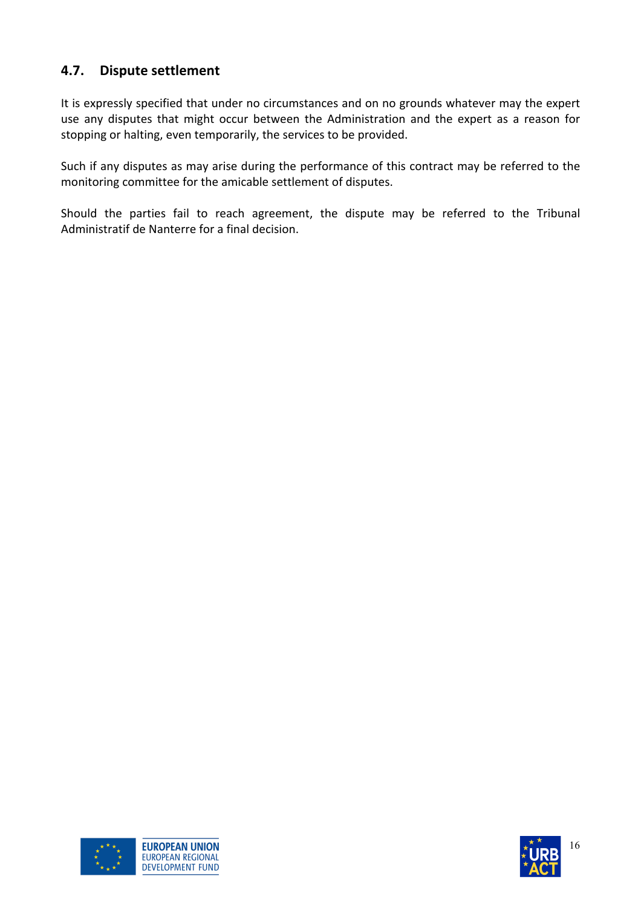### 4.7. Dispute settlement

It is expressly specified that under no circumstances and on no grounds whatever may the expert use any disputes that might occur between the Administration and the expert as a reason for stopping or halting, even temporarily, the services to be provided.

Such if any disputes as may arise during the performance of this contract may be referred to the monitoring committee for the amicable settlement of disputes.

Should the parties fail to reach agreement, the dispute may be referred to the Tribunal Administratif de Nanterre for a final decision.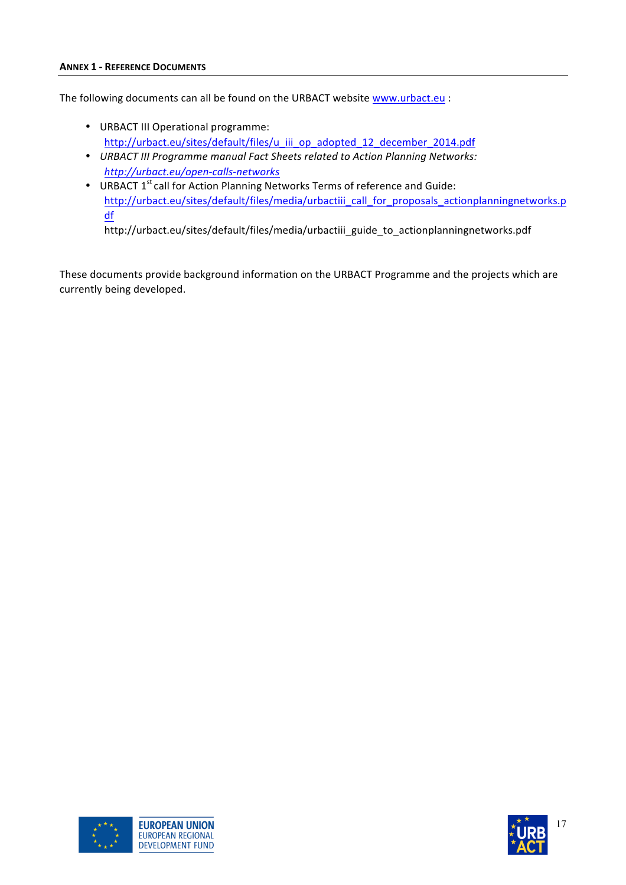## ANNEX 1 - REFERENCE DOCUMENTS

The following documents can all be found on the URBACT website www.urbact.eu :

- URBACT III Operational programme: http://urbact.eu/sites/default/files/u_iii_op_adopted_12_december_2014.pdf
- *URBACT III Programme manual Fact Sheets related to Action Planning Networks: http://urbact.eu/open-calls-networks*
- URBACT 1st call for Action Planning Networks Terms of reference and Guide: http://urbact.eu/sites/default/files/media/urbactiii_call_for_proposals_actionplanningnetworks.pdf
  http://urbact.eu/sites/default/files/media/urbactiii_guide_to_actionplanningnetworks.pdf

These documents provide background information on the URBACT Programme and the projects which are currently being developed.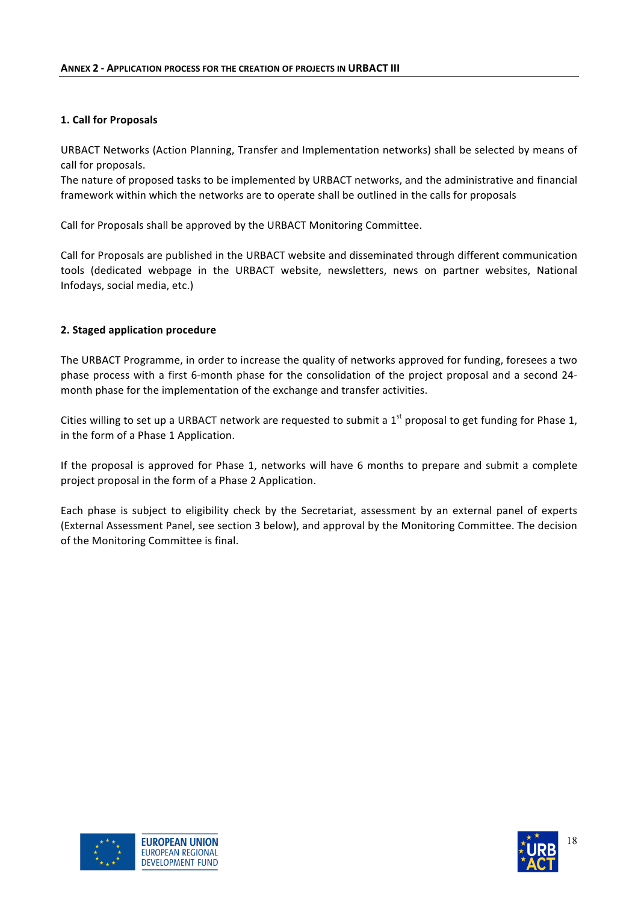**ANNEX 2 - APPLICATION PROCESS FOR THE CREATION OF PROJECTS IN URBACT III**

### 1. Call for Proposals

URBACT Networks (Action Planning, Transfer and Implementation networks) shall be selected by means of call for proposals.
The nature of proposed tasks to be implemented by URBACT networks, and the administrative and financial framework within which the networks are to operate shall be outlined in the calls for proposals

Call for Proposals shall be approved by the URBACT Monitoring Committee.

Call for Proposals are published in the URBACT website and disseminated through different communication tools (dedicated webpage in the URBACT website, newsletters, news on partner websites, National Infodays, social media, etc.)

### 2. Staged application procedure

The URBACT Programme, in order to increase the quality of networks approved for funding, foresees a two phase process with a first 6-month phase for the consolidation of the project proposal and a second 24-month phase for the implementation of the exchange and transfer activities.

Cities willing to set up a URBACT network are requested to submit a 1st proposal to get funding for Phase 1, in the form of a Phase 1 Application.

If the proposal is approved for Phase 1, networks will have 6 months to prepare and submit a complete project proposal in the form of a Phase 2 Application.

Each phase is subject to eligibility check by the Secretariat, assessment by an external panel of experts (External Assessment Panel, see section 3 below), and approval by the Monitoring Committee. The decision of the Monitoring Committee is final.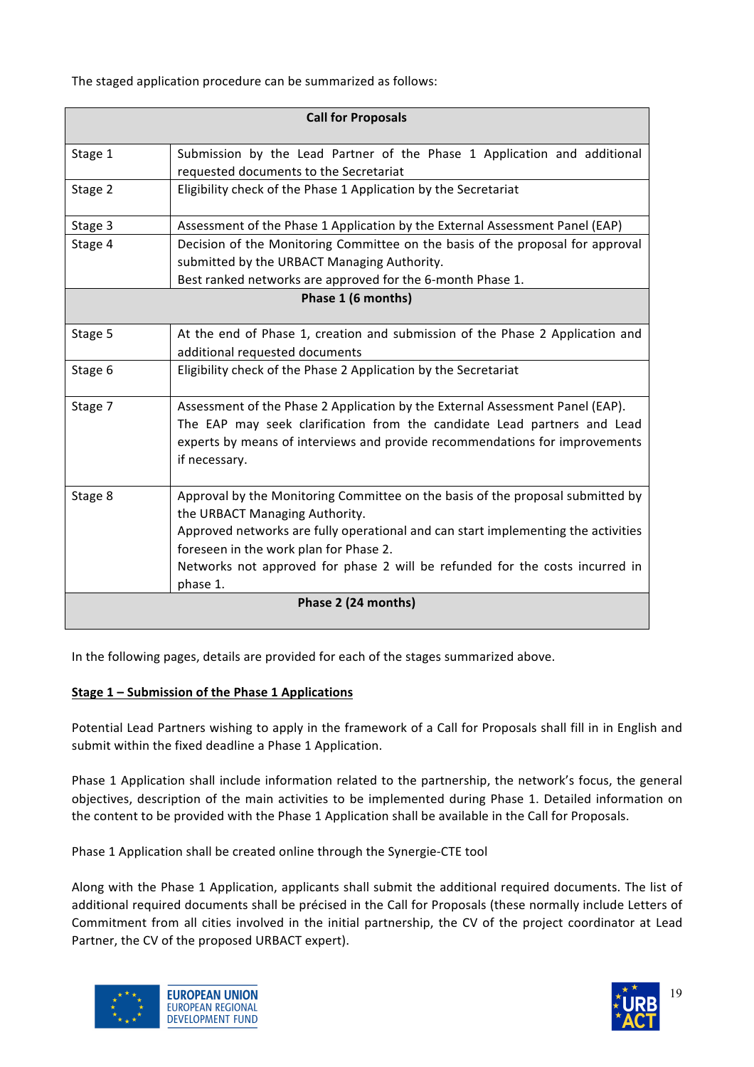The staged application procedure can be summarized as follows:

| Call for Proposals | |
|---|---|
| Stage 1 | Submission by the Lead Partner of the Phase 1 Application and additional requested documents to the Secretariat |
| Stage 2 | Eligibility check of the Phase 1 Application by the Secretariat |
| Stage 3 | Assessment of the Phase 1 Application by the External Assessment Panel (EAP) |
| Stage 4 | Decision of the Monitoring Committee on the basis of the proposal for approval submitted by the URBACT Managing Authority.<br>Best ranked networks are approved for the 6-month Phase 1. |
| **Phase 1 (6 months)** | |
| Stage 5 | At the end of Phase 1, creation and submission of the Phase 2 Application and additional requested documents |
| Stage 6 | Eligibility check of the Phase 2 Application by the Secretariat |
| Stage 7 | Assessment of the Phase 2 Application by the External Assessment Panel (EAP). The EAP may seek clarification from the candidate Lead partners and Lead experts by means of interviews and provide recommendations for improvements if necessary. |
| Stage 8 | Approval by the Monitoring Committee on the basis of the proposal submitted by the URBACT Managing Authority.<br>Approved networks are fully operational and can start implementing the activities foreseen in the work plan for Phase 2.<br>Networks not approved for phase 2 will be refunded for the costs incurred in phase 1. |
| **Phase 2 (24 months)** | |

In the following pages, details are provided for each of the stages summarized above.

**Stage 1 – Submission of the Phase 1 Applications**

Potential Lead Partners wishing to apply in the framework of a Call for Proposals shall fill in in English and submit within the fixed deadline a Phase 1 Application.

Phase 1 Application shall include information related to the partnership, the network's focus, the general objectives, description of the main activities to be implemented during Phase 1. Detailed information on the content to be provided with the Phase 1 Application shall be available in the Call for Proposals.

Phase 1 Application shall be created online through the Synergie-CTE tool

Along with the Phase 1 Application, applicants shall submit the additional required documents. The list of additional required documents shall be précised in the Call for Proposals (these normally include Letters of Commitment from all cities involved in the initial partnership, the CV of the project coordinator at Lead Partner, the CV of the proposed URBACT expert).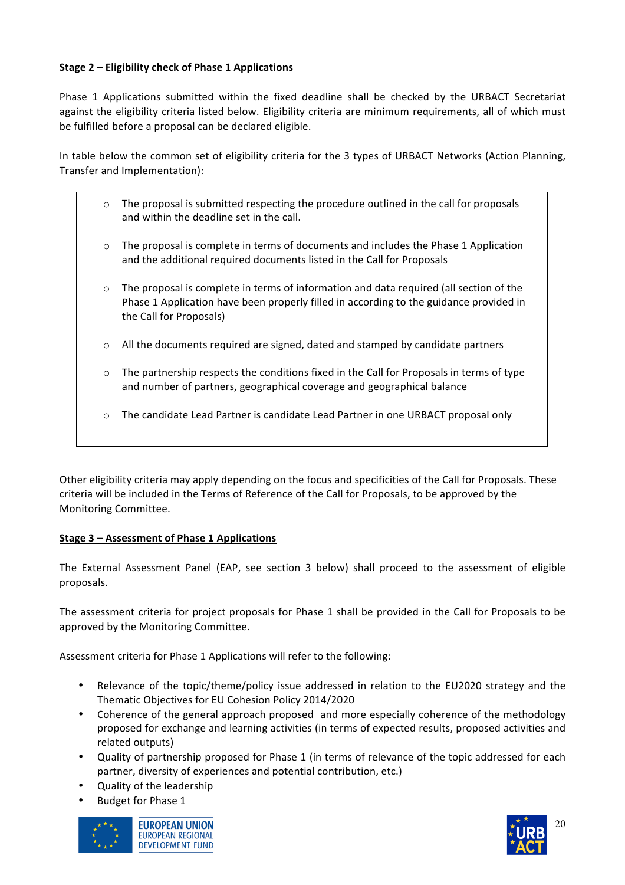**Stage 2 – Eligibility check of Phase 1 Applications**

Phase 1 Applications submitted within the fixed deadline shall be checked by the URBACT Secretariat against the eligibility criteria listed below. Eligibility criteria are minimum requirements, all of which must be fulfilled before a proposal can be declared eligible.

In table below the common set of eligibility criteria for the 3 types of URBACT Networks (Action Planning, Transfer and Implementation):

- The proposal is submitted respecting the procedure outlined in the call for proposals and within the deadline set in the call.
- The proposal is complete in terms of documents and includes the Phase 1 Application and the additional required documents listed in the Call for Proposals
- The proposal is complete in terms of information and data required (all section of the Phase 1 Application have been properly filled in according to the guidance provided in the Call for Proposals)
- All the documents required are signed, dated and stamped by candidate partners
- The partnership respects the conditions fixed in the Call for Proposals in terms of type and number of partners, geographical coverage and geographical balance
- The candidate Lead Partner is candidate Lead Partner in one URBACT proposal only

Other eligibility criteria may apply depending on the focus and specificities of the Call for Proposals. These criteria will be included in the Terms of Reference of the Call for Proposals, to be approved by the Monitoring Committee.

**Stage 3 – Assessment of Phase 1 Applications**

The External Assessment Panel (EAP, see section 3 below) shall proceed to the assessment of eligible proposals.

The assessment criteria for project proposals for Phase 1 shall be provided in the Call for Proposals to be approved by the Monitoring Committee.

Assessment criteria for Phase 1 Applications will refer to the following:

- Relevance of the topic/theme/policy issue addressed in relation to the EU2020 strategy and the Thematic Objectives for EU Cohesion Policy 2014/2020
- Coherence of the general approach proposed and more especially coherence of the methodology proposed for exchange and learning activities (in terms of expected results, proposed activities and related outputs)
- Quality of partnership proposed for Phase 1 (in terms of relevance of the topic addressed for each partner, diversity of experiences and potential contribution, etc.)
- Quality of the leadership
- Budget for Phase 1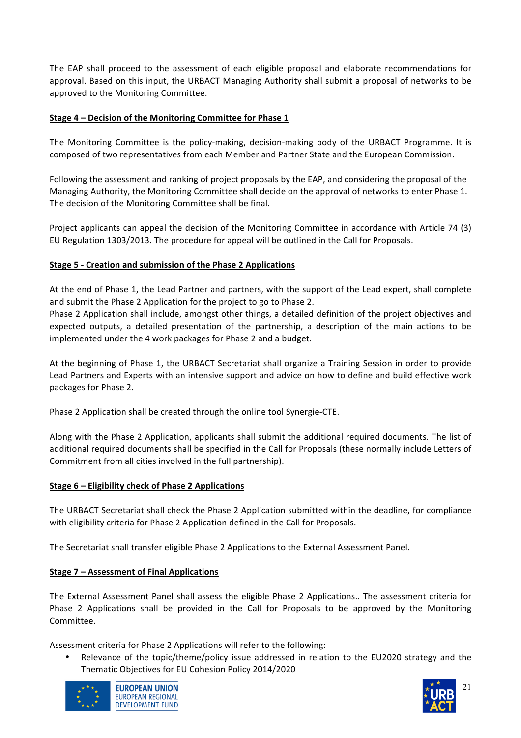The EAP shall proceed to the assessment of each eligible proposal and elaborate recommendations for approval. Based on this input, the URBACT Managing Authority shall submit a proposal of networks to be approved to the Monitoring Committee.

**Stage 4 – Decision of the Monitoring Committee for Phase 1**

The Monitoring Committee is the policy-making, decision-making body of the URBACT Programme. It is composed of two representatives from each Member and Partner State and the European Commission.

Following the assessment and ranking of project proposals by the EAP, and considering the proposal of the Managing Authority, the Monitoring Committee shall decide on the approval of networks to enter Phase 1. The decision of the Monitoring Committee shall be final.

Project applicants can appeal the decision of the Monitoring Committee in accordance with Article 74 (3) EU Regulation 1303/2013. The procedure for appeal will be outlined in the Call for Proposals.

**Stage 5 - Creation and submission of the Phase 2 Applications**

At the end of Phase 1, the Lead Partner and partners, with the support of the Lead expert, shall complete and submit the Phase 2 Application for the project to go to Phase 2.
Phase 2 Application shall include, amongst other things, a detailed definition of the project objectives and expected outputs, a detailed presentation of the partnership, a description of the main actions to be implemented under the 4 work packages for Phase 2 and a budget.

At the beginning of Phase 1, the URBACT Secretariat shall organize a Training Session in order to provide Lead Partners and Experts with an intensive support and advice on how to define and build effective work packages for Phase 2.

Phase 2 Application shall be created through the online tool Synergie-CTE.

Along with the Phase 2 Application, applicants shall submit the additional required documents. The list of additional required documents shall be specified in the Call for Proposals (these normally include Letters of Commitment from all cities involved in the full partnership).

**Stage 6 – Eligibility check of Phase 2 Applications**

The URBACT Secretariat shall check the Phase 2 Application submitted within the deadline, for compliance with eligibility criteria for Phase 2 Application defined in the Call for Proposals.

The Secretariat shall transfer eligible Phase 2 Applications to the External Assessment Panel.

**Stage 7 – Assessment of Final Applications**

The External Assessment Panel shall assess the eligible Phase 2 Applications.. The assessment criteria for Phase 2 Applications shall be provided in the Call for Proposals to be approved by the Monitoring Committee.

Assessment criteria for Phase 2 Applications will refer to the following:

- Relevance of the topic/theme/policy issue addressed in relation to the EU2020 strategy and the Thematic Objectives for EU Cohesion Policy 2014/2020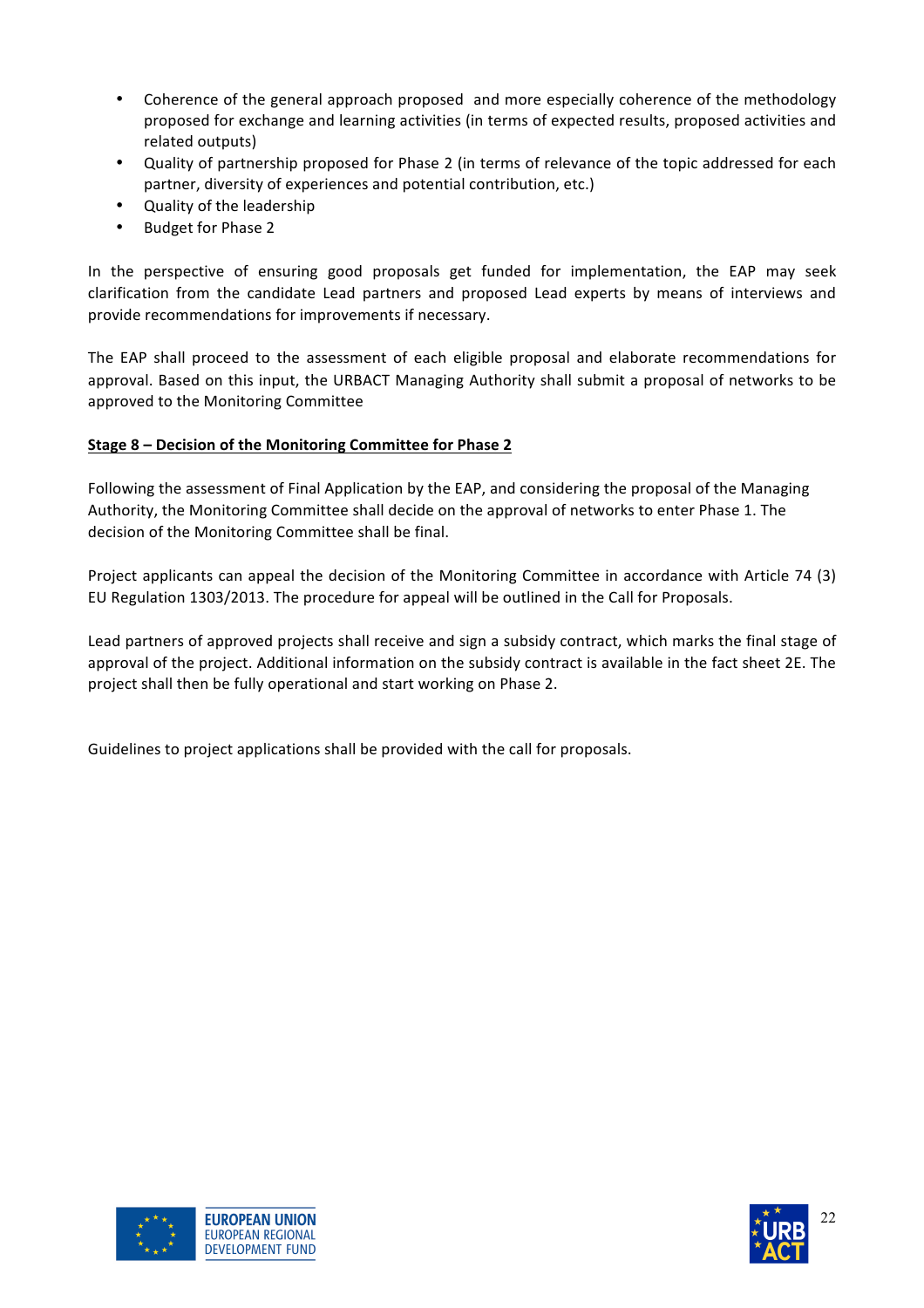- Coherence of the general approach proposed  and more especially coherence of the methodology proposed for exchange and learning activities (in terms of expected results, proposed activities and related outputs)
- Quality of partnership proposed for Phase 2 (in terms of relevance of the topic addressed for each partner, diversity of experiences and potential contribution, etc.)
- Quality of the leadership
- Budget for Phase 2

In the perspective of ensuring good proposals get funded for implementation, the EAP may seek clarification from the candidate Lead partners and proposed Lead experts by means of interviews and provide recommendations for improvements if necessary.

The EAP shall proceed to the assessment of each eligible proposal and elaborate recommendations for approval. Based on this input, the URBACT Managing Authority shall submit a proposal of networks to be approved to the Monitoring Committee

**Stage 8 – Decision of the Monitoring Committee for Phase 2**

Following the assessment of Final Application by the EAP, and considering the proposal of the Managing Authority, the Monitoring Committee shall decide on the approval of networks to enter Phase 1. The decision of the Monitoring Committee shall be final.

Project applicants can appeal the decision of the Monitoring Committee in accordance with Article 74 (3) EU Regulation 1303/2013. The procedure for appeal will be outlined in the Call for Proposals.

Lead partners of approved projects shall receive and sign a subsidy contract, which marks the final stage of approval of the project. Additional information on the subsidy contract is available in the fact sheet 2E. The project shall then be fully operational and start working on Phase 2.

Guidelines to project applications shall be provided with the call for proposals.